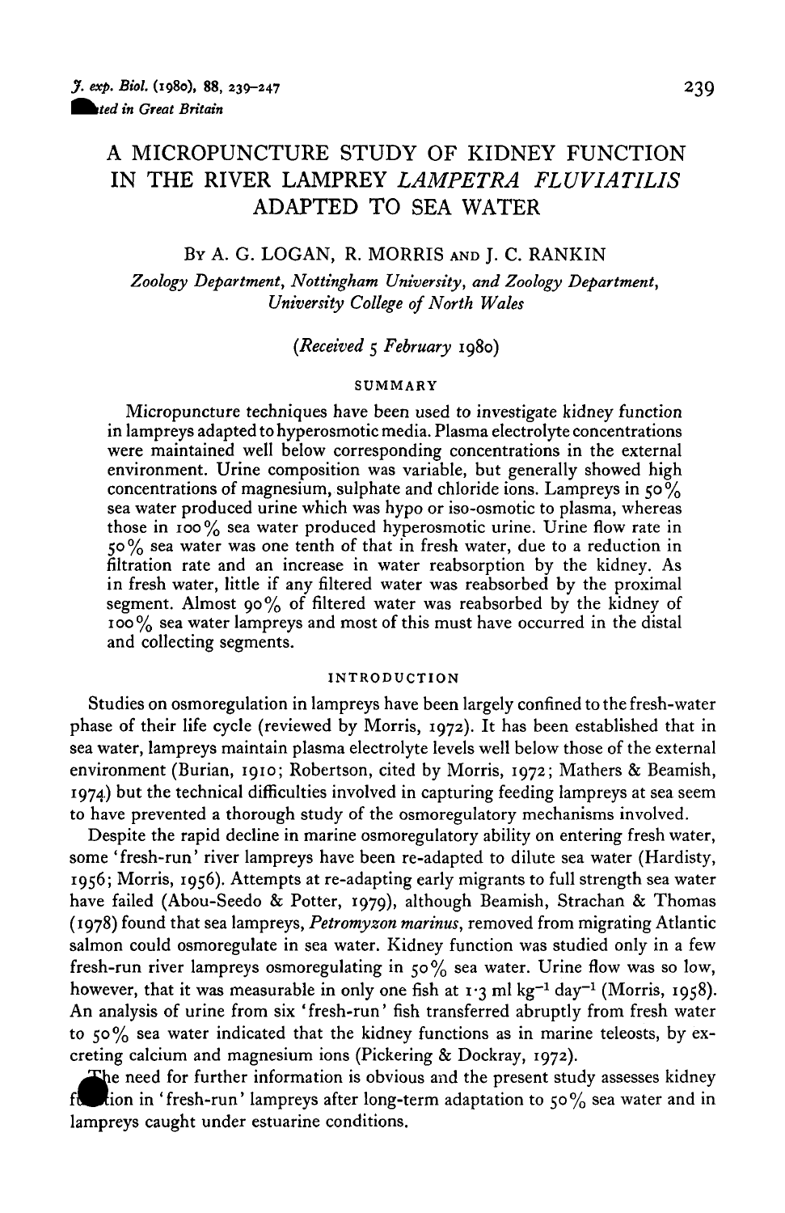# A MICROPUNCTURE STUDY OF KIDNEY FUNCTION IN THE RIVER LAMPREY *LAMPETRA FLUVIATILIS* ADAPTED TO SEA WATER

By A. G. LOGAN, R. MORRIS AND J. C. RANKIN

*Zoology Department, Nottingham University, and Zoology Department, University College of North Wales*

*(Received 5 February 1980)*

## SUMMARY

Micropuncture techniques have been used to investigate kidney function in lampreys adapted to hyperosmotic media. Plasma electrolyte concentrations were maintained well below corresponding concentrations in the external environment. Urine composition was variable, but generally showed high concentrations of magnesium, sulphate and chloride ions. Lampreys in 50% sea water produced urine which was hypo or iso-osmotic to plasma, whereas those in 100% sea water produced hyperosmotic urine. Urine flow rate in 50% sea water was one tenth of that in fresh water, due to a reduction in filtration rate and an increase in water reabsorption by the kidney. As in fresh water, little if any filtered water was reabsorbed by the proximal segment. Almost 90% of filtered water was reabsorbed by the kidney of 100% sea water lampreys and most of this must have occurred in the distal and collecting segments.

## INTRODUCTION

Studies on osmoregulation in lampreys have been largely confined to the fresh-water phase of their life cycle (reviewed by Morris, 1972). It has been established that in sea water, lampreys maintain plasma electrolyte levels well below those of the external environment (Burian, 1910; Robertson, cited by Morris, 1972; Mathers & Beamish, 1974) but the technical difficulties involved in capturing feeding lampreys at sea seem to have prevented a thorough study of the osmoregulatory mechanisms involved.

Despite the rapid decline in marine osmoregulatory ability on entering fresh water, some 'fresh-run' river lampreys have been re-adapted to dilute sea water (Hardisty, 1956; Morris, 1956). Attempts at re-adapting early migrants to full strength sea water have failed (Abou-Seedo & Potter, 1979), although Beamish, Strachan & Thomas (1978) found that sea lampreys, *Petromyzon marinus*, removed from migrating Atlantic salmon could osmoregulate in sea water. Kidney function was studied only in a few fresh-run river lampreys osmoregulating in 50% sea water. Urine flow was so low, however, that it was measurable in only one fish at 1·3 ml $kg^{-1}$ $day^{-1}$ (Morris, 1958). An analysis of urine from six 'fresh-run' fish transferred abruptly from fresh water to 50% sea water indicated that the kidney functions as in marine teleosts, by excreting calcium and magnesium ions (Pickering & Dockray, 1972).

The need for further information is obvious and the present study assesses kidney function in 'fresh-run' lampreys after long-term adaptation to 50% sea water and in lampreys caught under estuarine conditions.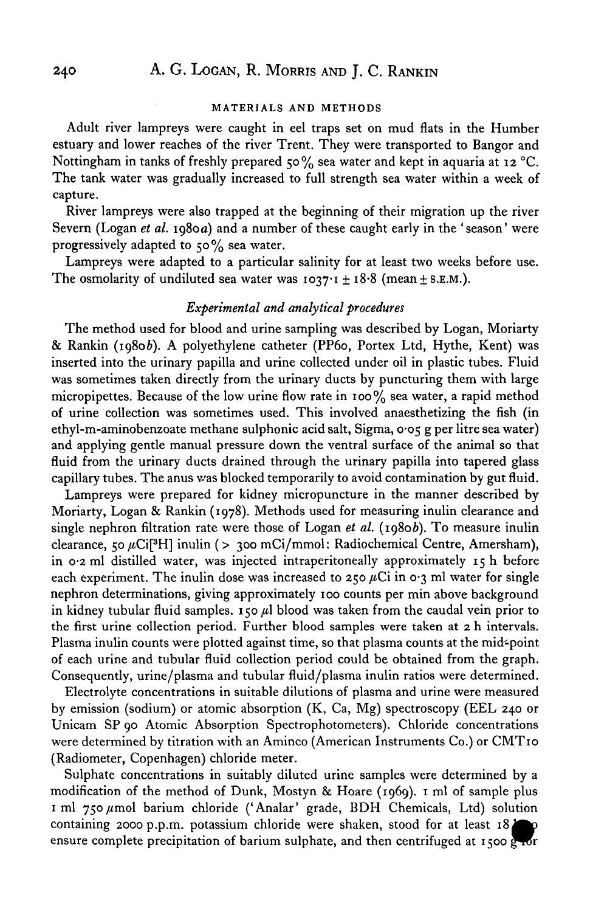## MATERIALS AND METHODS

Adult river lampreys were caught in eel traps set on mud flats in the Humber estuary and lower reaches of the river Trent. They were transported to Bangor and Nottingham in tanks of freshly prepared 50% sea water and kept in aquaria at 12 °C. The tank water was gradually increased to full strength sea water within a week of capture.

River lampreys were also trapped at the beginning of their migration up the river Severn (Logan *et al.* 1980*a*) and a number of these caught early in the 'season' were progressively adapted to 50% sea water.

Lampreys were adapted to a particular salinity for at least two weeks before use. The osmolarity of undiluted sea water was $1037 \cdot 1 \pm 18 \cdot 8$ (mean ± S.E.M.).

### *Experimental and analytical procedures*

The method used for blood and urine sampling was described by Logan, Moriarty & Rankin (1980*b*). A polyethylene catheter (PP60, Portex Ltd, Hythe, Kent) was inserted into the urinary papilla and urine collected under oil in plastic tubes. Fluid was sometimes taken directly from the urinary ducts by puncturing them with large micropipettes. Because of the low urine flow rate in 100% sea water, a rapid method of urine collection was sometimes used. This involved anaesthetizing the fish (in ethyl-m-aminobenzoate methane sulphonic acid salt, Sigma, 0·05 g per litre sea water) and applying gentle manual pressure down the ventral surface of the animal so that fluid from the urinary ducts drained through the urinary papilla into tapered glass capillary tubes. The anus was blocked temporarily to avoid contamination by gut fluid.

Lampreys were prepared for kidney micropuncture in the manner described by Moriarty, Logan & Rankin (1978). Methods used for measuring inulin clearance and single nephron filtration rate were those of Logan *et al.* (1980*b*). To measure inulin clearance, 50 μCi[$^3$H] inulin (> 300 mCi/mmol; Radiochemical Centre, Amersham), in 0·2 ml distilled water, was injected intraperitoneally approximately 15 h before each experiment. The inulin dose was increased to 250 μCi in 0·3 ml water for single nephron determinations, giving approximately 100 counts per min above background in kidney tubular fluid samples. 150 μl blood was taken from the caudal vein prior to the first urine collection period. Further blood samples were taken at 2 h intervals. Plasma inulin counts were plotted against time, so that plasma counts at the mid-point of each urine and tubular fluid collection period could be obtained from the graph. Consequently, urine/plasma and tubular fluid/plasma inulin ratios were determined.

Electrolyte concentrations in suitable dilutions of plasma and urine were measured by emission (sodium) or atomic absorption (K, Ca, Mg) spectroscopy (EEL 240 or Unicam SP 90 Atomic Absorption Spectrophotometers). Chloride concentrations were determined by titration with an Aminco (American Instruments Co.) or CMT10 (Radiometer, Copenhagen) chloride meter.

Sulphate concentrations in suitably diluted urine samples were determined by a modification of the method of Dunk, Mostyn & Hoare (1969). 1 ml of sample plus 1 ml 750 μmol barium chloride ('Analar' grade, BDH Chemicals, Ltd) solution containing 2000 p.p.m. potassium chloride were shaken, stood for at least 18 h to ensure complete precipitation of barium sulphate, and then centrifuged at 1500 g for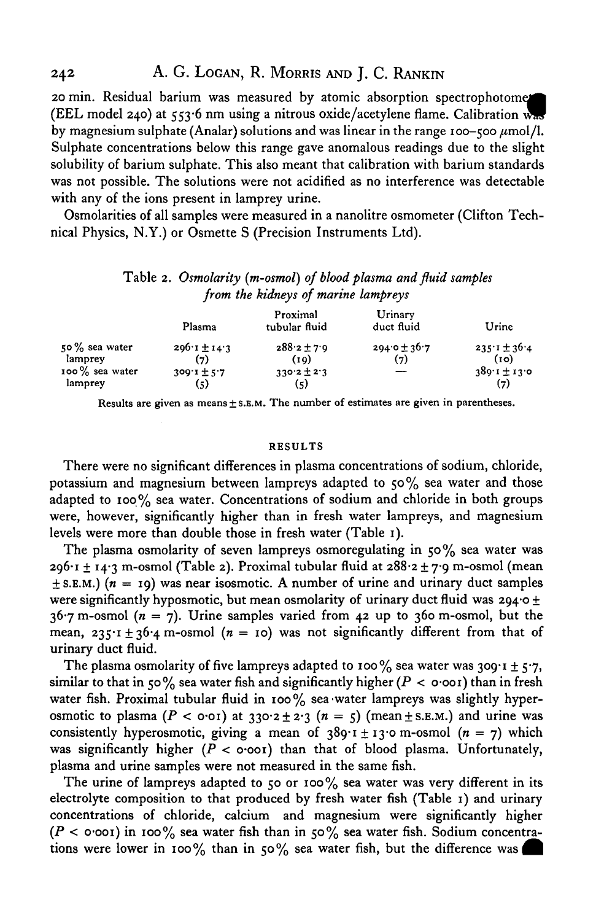20 min. Residual barium was measured by atomic absorption spectrophotometer (EEL model 240) at 553·6 nm using a nitrous oxide/acetylene flame. Calibration was by magnesium sulphate (Analar) solutions and was linear in the range 100–500 μmol/l. Sulphate concentrations below this range gave anomalous readings due to the slight solubility of barium sulphate. This also meant that calibration with barium standards was not possible. The solutions were not acidified as no interference was detectable with any of the ions present in lamprey urine.

Osmolarities of all samples were measured in a nanolitre osmometer (Clifton Technical Physics, N.Y.) or Osmette S (Precision Instruments Ltd).

Table 2. *Osmolarity (m-osmol) of blood plasma and fluid samples from the kidneys of marine lampreys*

| | Plasma | Proximal tubular fluid | Urinary duct fluid | Urine |
|---|---|---|---|---|
| 50 % sea water lamprey | 296·1 ± 14·3 (7) | 288·2 ± 7·9 (19) | 294·0 ± 36·7 (7) | 235·1 ± 36·4 (10) |
| 100 % sea water lamprey | 309·1 ± 5·7 (5) | 330·2 ± 2·3 (5) | — | 389·1 ± 13·0 (7) |

Results are given as means ± S.E.M. The number of estimates are given in parentheses.

## RESULTS

There were no significant differences in plasma concentrations of sodium, chloride, potassium and magnesium between lampreys adapted to 50 % sea water and those adapted to 100 % sea water. Concentrations of sodium and chloride in both groups were, however, significantly higher than in fresh water lampreys, and magnesium levels were more than double those in fresh water (Table 1).

The plasma osmolarity of seven lampreys osmoregulating in 50 % sea water was 296·1 ± 14·3 m-osmol (Table 2). Proximal tubular fluid at 288·2 ± 7·9 m-osmol (mean ± S.E.M.) ($n = 19$) was near isosmotic. A number of urine and urinary duct samples were significantly hyposmotic, but mean osmolarity of urinary duct fluid was 294·0 ± 36·7 m-osmol ($n = 7$). Urine samples varied from 42 up to 360 m-osmol, but the mean, 235·1 ± 36·4 m-osmol ($n = 10$) was not significantly different from that of urinary duct fluid.

The plasma osmolarity of five lampreys adapted to 100 % sea water was 309·1 ± 5·7, similar to that in 50 % sea water fish and significantly higher ($P < 0·001$) than in fresh water fish. Proximal tubular fluid in 100 % sea water lampreys was slightly hyperosmotic to plasma ($P < 0·01$) at 330·2 ± 2·3 ($n = 5$) (mean ± S.E.M.) and urine was consistently hyperosmotic, giving a mean of 389·1 ± 13·0 m-osmol ($n = 7$) which was significantly higher ($P < 0·001$) than that of blood plasma. Unfortunately, plasma and urine samples were not measured in the same fish.

The urine of lampreys adapted to 50 or 100 % sea water was very different in its electrolyte composition to that produced by fresh water fish (Table 1) and urinary concentrations of chloride, calcium and magnesium were significantly higher ($P < 0·001$) in 100 % sea water fish than in 50 % sea water fish. Sodium concentrations were lower in 100 % than in 50 % sea water fish, but the difference was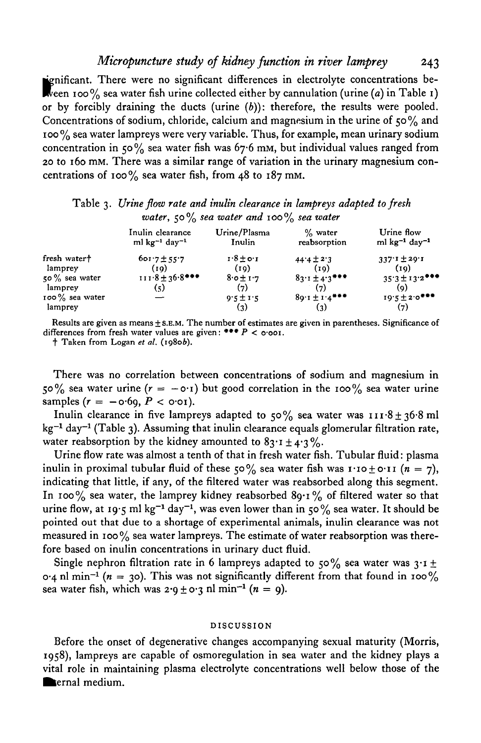significant. There were no significant differences in electrolyte concentrations between 100% sea water fish urine collected either by cannulation (urine (*a*) in Table 1) or by forcibly draining the ducts (urine (*b*)): therefore, the results were pooled. Concentrations of sodium, chloride, calcium and magnesium in the urine of 50% and 100% sea water lampreys were very variable. Thus, for example, mean urinary sodium concentration in 50% sea water fish was 67·6 mM, but individual values ranged from 20 to 160 mM. There was a similar range of variation in the urinary magnesium concentrations of 100% sea water fish, from 48 to 187 mM.

Table 3. *Urine flow rate and inulin clearance in lampreys adapted to fresh water, 50% sea water and 100% sea water*

| | Inulin clearance ml kg$^{-1}$ day$^{-1}$ | Urine/Plasma Inulin | % water reabsorption | Urine flow ml kg$^{-1}$ day$^{-1}$ |
|---|---|---|---|---|
| fresh water† lamprey | 601·7 ± 55·7 (19) | 1·8 ± 0·1 (19) | 44·4 ± 2·3 (19) | 337·1 ± 29·1 (19) |
| 50% sea water lamprey | 111·8 ± 36·8*** (5) | 8·0 ± 1·7 (7) | 83·1 ± 4·3*** (7) | 35·3 ± 13·2*** (9) |
| 100% sea water lamprey | — | 9·5 ± 1·5 (3) | 89·1 ± 1·4*** (3) | 19·5 ± 2·0*** (7) |

Results are given as means ± S.E.M. The number of estimates are given in parentheses. Significance of differences from fresh water values are given: *** $P < 0·001$.

† Taken from Logan *et al.* (1980*b*).

There was no correlation between concentrations of sodium and magnesium in 50% sea water urine ($r = -0·1$) but good correlation in the 100% sea water urine samples ($r = -0·69$, $P < 0·01$).

Inulin clearance in five lampreys adapted to 50% sea water was 111·8 ± 36·8 ml kg$^{-1}$ day$^{-1}$ (Table 3). Assuming that inulin clearance equals glomerular filtration rate, water reabsorption by the kidney amounted to 83·1 ± 4·3%.

Urine flow rate was almost a tenth of that in fresh water fish. Tubular fluid: plasma inulin in proximal tubular fluid of these 50% sea water fish was 1·10 ± 0·11 ($n = 7$), indicating that little, if any, of the filtered water was reabsorbed along this segment. In 100% sea water, the lamprey kidney reabsorbed 89·1% of filtered water so that urine flow, at 19·5 ml kg$^{-1}$ day$^{-1}$, was even lower than in 50% sea water. It should be pointed out that due to a shortage of experimental animals, inulin clearance was not measured in 100% sea water lampreys. The estimate of water reabsorption was therefore based on inulin concentrations in urinary duct fluid.

Single nephron filtration rate in 6 lampreys adapted to 50% sea water was 3·1 ± 0·4 nl min$^{-1}$ ($n = 30$). This was not significantly different from that found in 100% sea water fish, which was 2·9 ± 0·3 nl min$^{-1}$ ($n = 9$).

## DISCUSSION

Before the onset of degenerative changes accompanying sexual maturity (Morris, 1958), lampreys are capable of osmoregulation in sea water and the kidney plays a vital role in maintaining plasma electrolyte concentrations well below those of the external medium.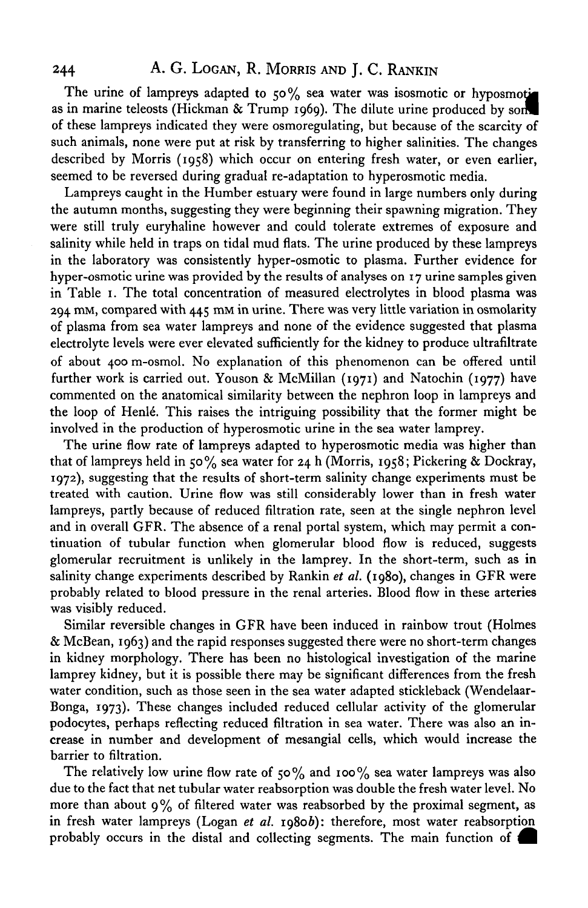The urine of lampreys adapted to 50% sea water was isosmotic or hyposmotic as in marine teleosts (Hickman & Trump 1969). The dilute urine produced by some of these lampreys indicated they were osmoregulating, but because of the scarcity of such animals, none were put at risk by transferring to higher salinities. The changes described by Morris (1958) which occur on entering fresh water, or even earlier, seemed to be reversed during gradual re-adaptation to hyperosmotic media.

Lampreys caught in the Humber estuary were found in large numbers only during the autumn months, suggesting they were beginning their spawning migration. They were still truly euryhaline however and could tolerate extremes of exposure and salinity while held in traps on tidal mud flats. The urine produced by these lampreys in the laboratory was consistently hyper-osmotic to plasma. Further evidence for hyper-osmotic urine was provided by the results of analyses on 17 urine samples given in Table 1. The total concentration of measured electrolytes in blood plasma was 294 mM, compared with 445 mM in urine. There was very little variation in osmolarity of plasma from sea water lampreys and none of the evidence suggested that plasma electrolyte levels were ever elevated sufficiently for the kidney to produce ultrafiltrate of about 400 m-osmol. No explanation of this phenomenon can be offered until further work is carried out. Youson & McMillan (1971) and Natochin (1977) have commented on the anatomical similarity between the nephron loop in lampreys and the loop of Henlé. This raises the intriguing possibility that the former might be involved in the production of hyperosmotic urine in the sea water lamprey.

The urine flow rate of lampreys adapted to hyperosmotic media was higher than that of lampreys held in 50% sea water for 24 h (Morris, 1958; Pickering & Dockray, 1972), suggesting that the results of short-term salinity change experiments must be treated with caution. Urine flow was still considerably lower than in fresh water lampreys, partly because of reduced filtration rate, seen at the single nephron level and in overall GFR. The absence of a renal portal system, which may permit a continuation of tubular function when glomerular blood flow is reduced, suggests glomerular recruitment is unlikely in the lamprey. In the short-term, such as in salinity change experiments described by Rankin *et al.* (1980), changes in GFR were probably related to blood pressure in the renal arteries. Blood flow in these arteries was visibly reduced.

Similar reversible changes in GFR have been induced in rainbow trout (Holmes & McBean, 1963) and the rapid responses suggested there were no short-term changes in kidney morphology. There has been no histological investigation of the marine lamprey kidney, but it is possible there may be significant differences from the fresh water condition, such as those seen in the sea water adapted stickleback (Wendelaar-Bonga, 1973). These changes included reduced cellular activity of the glomerular podocytes, perhaps reflecting reduced filtration in sea water. There was also an increase in number and development of mesangial cells, which would increase the barrier to filtration.

The relatively low urine flow rate of 50% and 100% sea water lampreys was also due to the fact that net tubular water reabsorption was double the fresh water level. No more than about 9% of filtered water was reabsorbed by the proximal segment, as in fresh water lampreys (Logan *et al.* 1980*b*): therefore, most water reabsorption probably occurs in the distal and collecting segments. The main function of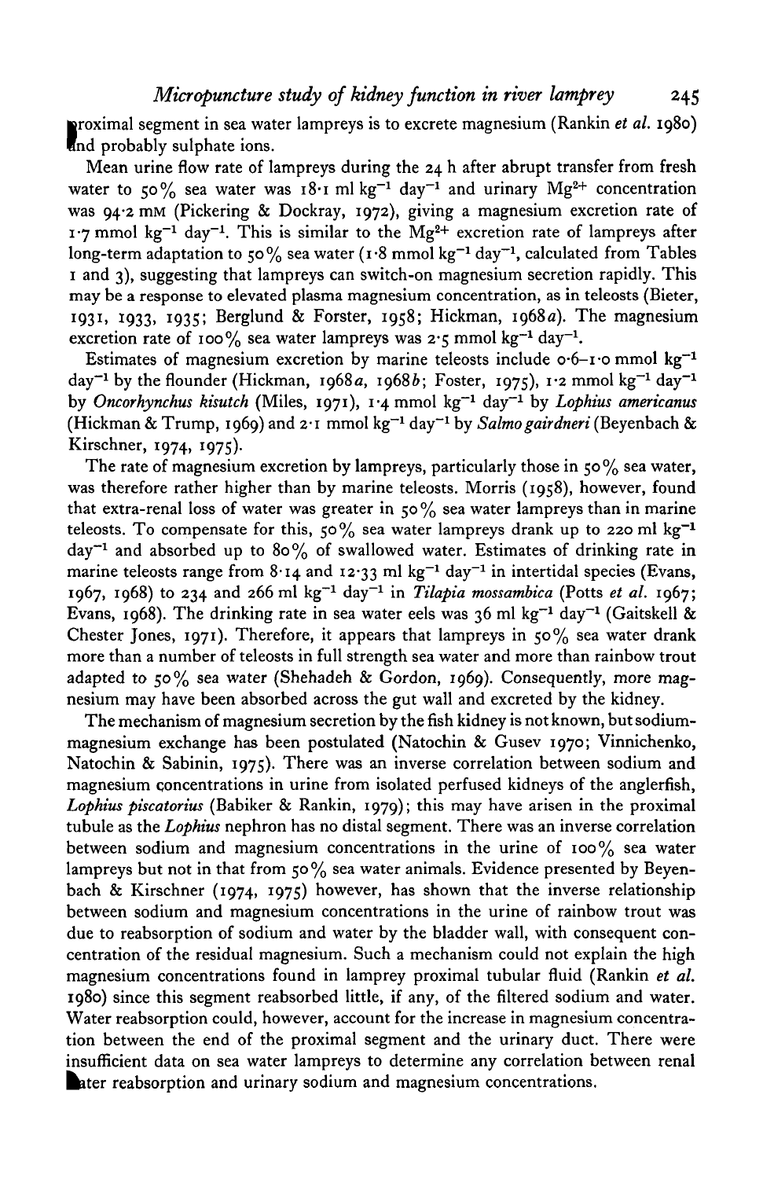proximal segment in sea water lampreys is to excrete magnesium (Rankin *et al.* 1980) and probably sulphate ions.

Mean urine flow rate of lampreys during the 24 h after abrupt transfer from fresh water to 50% sea water was 18·1 ml $kg^{-1}$ $day^{-1}$ and urinary $Mg^{2+}$ concentration was 94·2 mM (Pickering & Dockray, 1972), giving a magnesium excretion rate of 1·7 mmol $kg^{-1}$ $day^{-1}$. This is similar to the $Mg^{2+}$ excretion rate of lampreys after long-term adaptation to 50% sea water (1·8 mmol $kg^{-1}$ $day^{-1}$, calculated from Tables 1 and 3), suggesting that lampreys can switch-on magnesium secretion rapidly. This may be a response to elevated plasma magnesium concentration, as in teleosts (Bieter, 1931, 1933, 1935; Berglund & Forster, 1958; Hickman, 1968*a*). The magnesium excretion rate of 100% sea water lampreys was 2·5 mmol $kg^{-1}$ $day^{-1}$.

Estimates of magnesium excretion by marine teleosts include 0·6–1·0 mmol $kg^{-1}$ $day^{-1}$ by the flounder (Hickman, 1968*a*, 1968*b*; Foster, 1975), 1·2 mmol $kg^{-1}$ $day^{-1}$ by *Oncorhynchus kisutch* (Miles, 1971), 1·4 mmol $kg^{-1}$ $day^{-1}$ by *Lophius americanus* (Hickman & Trump, 1969) and 2·1 mmol $kg^{-1}$ $day^{-1}$ by *Salmo gairdneri* (Beyenbach & Kirschner, 1974, 1975).

The rate of magnesium excretion by lampreys, particularly those in 50% sea water, was therefore rather higher than by marine teleosts. Morris (1958), however, found that extra-renal loss of water was greater in 50% sea water lampreys than in marine teleosts. To compensate for this, 50% sea water lampreys drank up to 220 ml $kg^{-1}$ $day^{-1}$ and absorbed up to 80% of swallowed water. Estimates of drinking rate in marine teleosts range from 8·14 and 12·33 ml $kg^{-1}$ $day^{-1}$ in intertidal species (Evans, 1967, 1968) to 234 and 266 ml $kg^{-1}$ $day^{-1}$ in *Tilapia mossambica* (Potts *et al.* 1967; Evans, 1968). The drinking rate in sea water eels was 36 ml $kg^{-1}$ $day^{-1}$ (Gaitskell & Chester Jones, 1971). Therefore, it appears that lampreys in 50% sea water drank more than a number of teleosts in full strength sea water and more than rainbow trout adapted to 50% sea water (Shehadeh & Gordon, 1969). Consequently, more magnesium may have been absorbed across the gut wall and excreted by the kidney.

The mechanism of magnesium secretion by the fish kidney is not known, but sodium-magnesium exchange has been postulated (Natochin & Gusev 1970; Vinnichenko, Natochin & Sabinin, 1975). There was an inverse correlation between sodium and magnesium concentrations in urine from isolated perfused kidneys of the anglerfish, *Lophius piscatorius* (Babiker & Rankin, 1979); this may have arisen in the proximal tubule as the *Lophius* nephron has no distal segment. There was an inverse correlation between sodium and magnesium concentrations in the urine of 100% sea water lampreys but not in that from 50% sea water animals. Evidence presented by Beyenbach & Kirschner (1974, 1975) however, has shown that the inverse relationship between sodium and magnesium concentrations in the urine of rainbow trout was due to reabsorption of sodium and water by the bladder wall, with consequent concentration of the residual magnesium. Such a mechanism could not explain the high magnesium concentrations found in lamprey proximal tubular fluid (Rankin *et al.* 1980) since this segment reabsorbed little, if any, of the filtered sodium and water. Water reabsorption could, however, account for the increase in magnesium concentration between the end of the proximal segment and the urinary duct. There were insufficient data on sea water lampreys to determine any correlation between renal water reabsorption and urinary sodium and magnesium concentrations.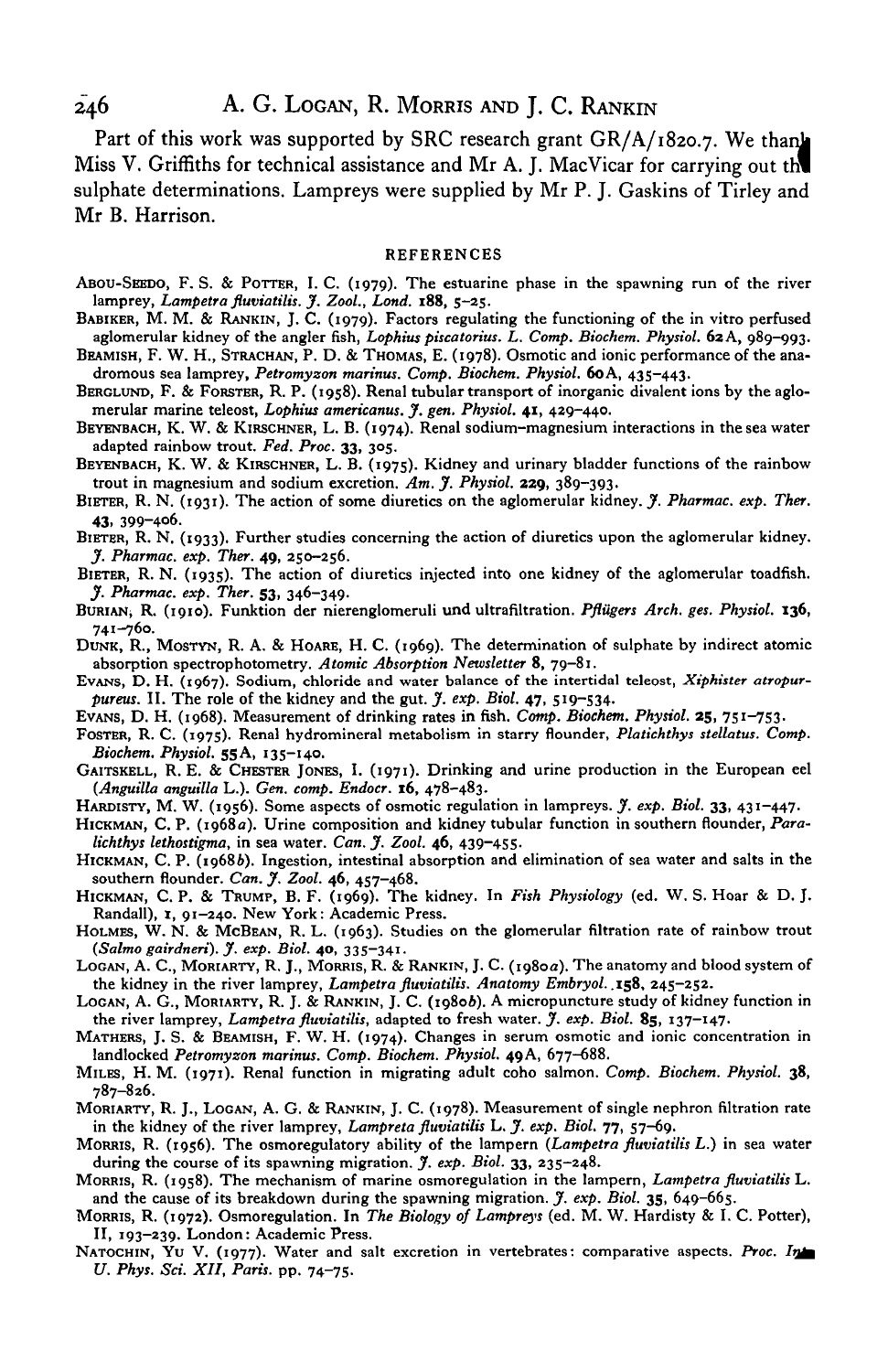Part of this work was supported by SRC research grant GR/A/1820.7. We thank Miss V. Griffiths for technical assistance and Mr A. J. MacVicar for carrying out the sulphate determinations. Lampreys were supplied by Mr P. J. Gaskins of Tirley and Mr B. Harrison.

## REFERENCES

ABOU-SEEDO, F. S. & POTTER, I. C. (1979). The estuarine phase in the spawning run of the river lamprey, *Lampetra fluviatilis*. *J. Zool., Lond.* **188**, 5–25.

BABIKER, M. M. & RANKIN, J. C. (1979). Factors regulating the functioning of the in vitro perfused aglomerular kidney of the angler fish, *Lophius piscatorius*. *L. Comp. Biochem. Physiol.* **62**A, 989–993.

BEAMISH, F. W. H., STRACHAN, P. D. & THOMAS, E. (1978). Osmotic and ionic performance of the anadromous sea lamprey, *Petromyzon marinus*. *Comp. Biochem. Physiol.* **60**A, 435–443.

BERGLUND, F. & FORSTER, R. P. (1958). Renal tubular transport of inorganic divalent ions by the aglomerular marine teleost, *Lophius americanus*. *J. gen. Physiol.* **41**, 429–440.

BEYENBACH, K. W. & KIRSCHNER, L. B. (1974). Renal sodium–magnesium interactions in the sea water adapted rainbow trout. *Fed. Proc.* **33**, 305.

BEYENBACH, K. W. & KIRSCHNER, L. B. (1975). Kidney and urinary bladder functions of the rainbow trout in magnesium and sodium excretion. *Am. J. Physiol.* **229**, 389–393.

BIETER, R. N. (1931). The action of some diuretics on the aglomerular kidney. *J. Pharmac. exp. Ther.* **43**, 399–406.

BIETER, R. N. (1933). Further studies concerning the action of diuretics upon the aglomerular kidney. *J. Pharmac. exp. Ther.* **49**, 250–256.

BIETER, R. N. (1935). The action of diuretics injected into one kidney of the aglomerular toadfish. *J. Pharmac. exp. Ther.* **53**, 346–349.

BURIAN, R. (1910). Funktion der nierenglomeruli und ultrafiltration. *Pflügers Arch. ges. Physiol.* **136**, 741–760.

DUNK, R., MOSTYN, R. A. & HOARE, H. C. (1969). The determination of sulphate by indirect atomic absorption spectrophotometry. *Atomic Absorption Newsletter* **8**, 79–81.

EVANS, D. H. (1967). Sodium, chloride and water balance of the intertidal teleost, *Xiphister atropurpureus*. II. The role of the kidney and the gut. *J. exp. Biol.* **47**, 519–534.

EVANS, D. H. (1968). Measurement of drinking rates in fish. *Comp. Biochem. Physiol.* **25**, 751–753.

FOSTER, R. C. (1975). Renal hydromineral metabolism in starry flounder, *Platichthys stellatus*. *Comp. Biochem. Physiol.* **55**A, 135–140.

GAITSKELL, R. E. & CHESTER JONES, I. (1971). Drinking and urine production in the European eel (*Anguilla anguilla* L.). *Gen. comp. Endocr.* **16**, 478–483.

HARDISTY, M. W. (1956). Some aspects of osmotic regulation in lampreys. *J. exp. Biol.* **33**, 431–447.

HICKMAN, C. P. (1968*a*). Urine composition and kidney tubular function in southern flounder, *Paralichthys lethostigma*, in sea water. *Can. J. Zool.* **46**, 439–455.

HICKMAN, C. P. (1968*b*). Ingestion, intestinal absorption and elimination of sea water and salts in the southern flounder. *Can. J. Zool.* **46**, 457–468.

HICKMAN, C. P. & TRUMP, B. F. (1969). The kidney. In *Fish Physiology* (ed. W. S. Hoar & D. J. Randall), **1**, 91–240. New York: Academic Press.

HOLMES, W. N. & MCBEAN, R. L. (1963). Studies on the glomerular filtration rate of rainbow trout (*Salmo gairdneri*). *J. exp. Biol.* **40**, 335–341.

LOGAN, A. C., MORIARTY, R. J., MORRIS, R. & RANKIN, J. C. (1980*a*). The anatomy and blood system of the kidney in the river lamprey, *Lampetra fluviatilis*. *Anatomy Embryol.* **158**, 245–252.

LOGAN, A. G., MORIARTY, R. J. & RANKIN, J. C. (1980*b*). A micropuncture study of kidney function in the river lamprey, *Lampetra fluviatilis*, adapted to fresh water. *J. exp. Biol.* **85**, 137–147.

MATHERS, J. S. & BEAMISH, F. W. H. (1974). Changes in serum osmotic and ionic concentration in landlocked *Petromyzon marinus*. *Comp. Biochem. Physiol.* **49**A, 677–688.

MILES, H. M. (1971). Renal function in migrating adult coho salmon. *Comp. Biochem. Physiol.* **38**, 787–826.

MORIARTY, R. J., LOGAN, A. G. & RANKIN, J. C. (1978). Measurement of single nephron filtration rate in the kidney of the river lamprey, *Lampreta fluviatilis* L. *J. exp. Biol.* **77**, 57–69.

MORRIS, R. (1956). The osmoregulatory ability of the lampern (*Lampetra fluviatilis* L.) in sea water during the course of its spawning migration. *J. exp. Biol.* **33**, 235–248.

MORRIS, R. (1958). The mechanism of marine osmoregulation in the lampern, *Lampetra fluviatilis* L. and the cause of its breakdown during the spawning migration. *J. exp. Biol.* **35**, 649–665.

MORRIS, R. (1972). Osmoregulation. In *The Biology of Lampreys* (ed. M. W. Hardisty & I. C. Potter), II, 193–239. London: Academic Press.

NATOCHIN, YU V. (1977). Water and salt excretion in vertebrates: comparative aspects. *Proc. Int. U. Phys. Sci. XII, Paris.* pp. 74–75.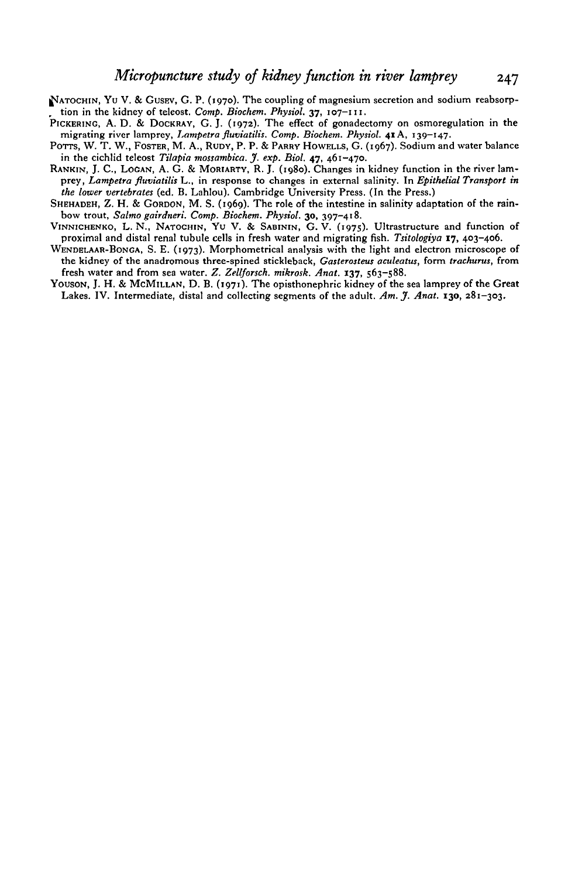NATOCHIN, YU V. & GUSEV, G. P. (1970). The coupling of magnesium secretion and sodium reabsorption in the kidney of teleost. *Comp. Biochem. Physiol.* **37**, 107–111.

PICKERING, A. D. & DOCKRAY, G. J. (1972). The effect of gonadectomy on osmoregulation in the migrating river lamprey, *Lampetra fluviatilis*. *Comp. Biochem. Physiol.* **41** A, 139–147.

POTTS, W. T. W., FOSTER, M. A., RUDY, P. P. & PARRY HOWELLS, G. (1967). Sodium and water balance in the cichlid teleost *Tilapia mossambica*. *J. exp. Biol.* **47**, 461–470.

RANKIN, J. C., LOGAN, A. G. & MORIARTY, R. J. (1980). Changes in kidney function in the river lamprey, *Lampetra fluviatilis* L., in response to changes in external salinity. In *Epithelial Transport in the lower vertebrates* (ed. B. Lahlou). Cambridge University Press. (In the Press.)

SHEHADEH, Z. H. & GORDON, M. S. (1969). The role of the intestine in salinity adaptation of the rainbow trout, *Salmo gairdneri*. *Comp. Biochem. Physiol.* **30**, 397–418.

VINNICHENKO, L. N., NATOCHIN, YU V. & SABININ, G. V. (1975). Ultrastructure and function of proximal and distal renal tubule cells in fresh water and migrating fish. *Tsitologiya* **17**, 403–406.

WENDELAAR-BONGA, S. E. (1973). Morphometrical analysis with the light and electron microscope of the kidney of the anadromous three-spined stickleback, *Gasterosteus aculeatus*, form *trachurus*, from fresh water and from sea water. *Z. Zellforsch. mikrosk. Anat.* **137**, 563–588.

YOUSON, J. H. & MCMILLAN, D. B. (1971). The opisthonephric kidney of the sea lamprey of the Great Lakes. IV. Intermediate, distal and collecting segments of the adult. *Am. J. Anat.* **130**, 281–303.